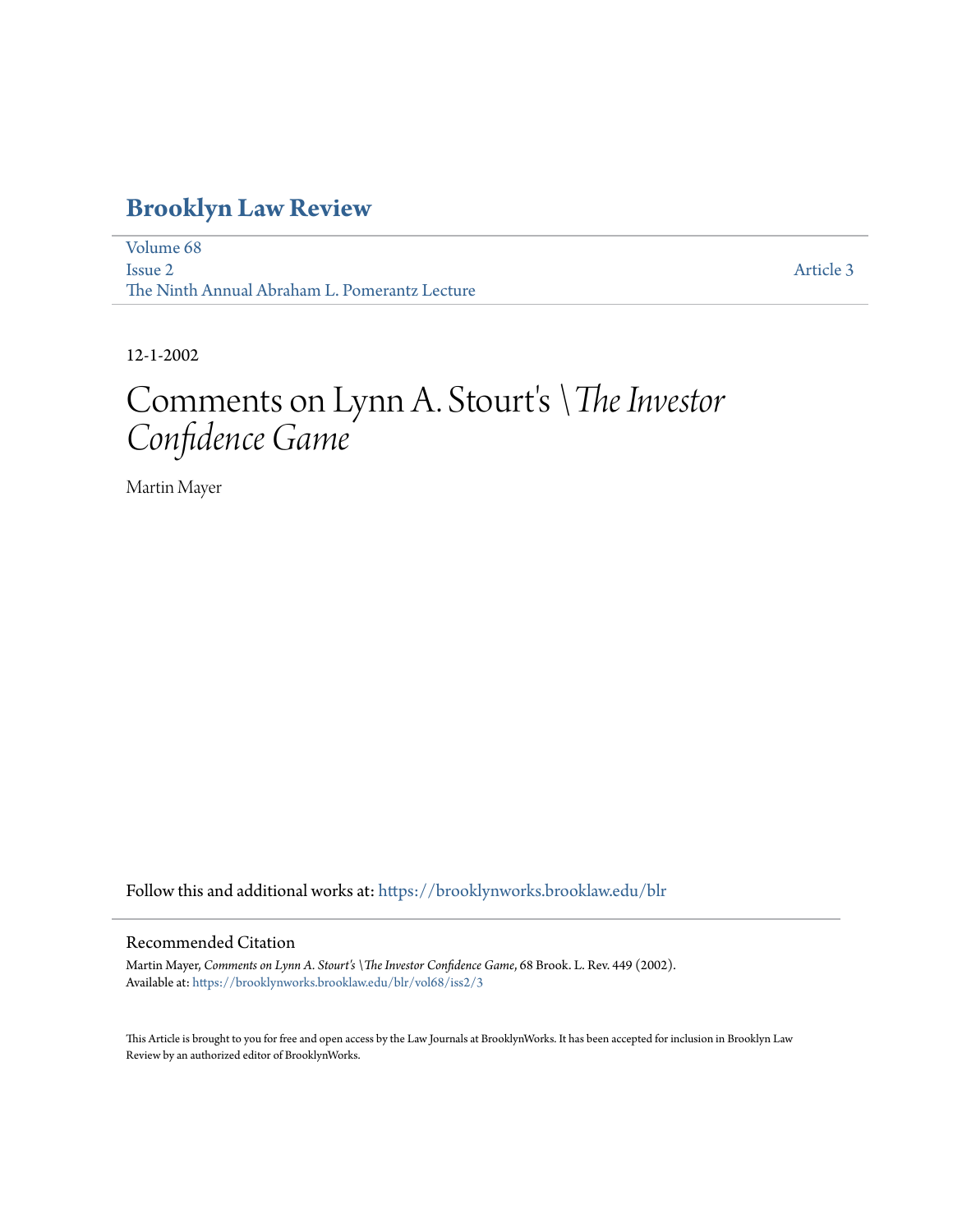# Brooklyn Law Review

Volume 68
Issue 2
The Ninth Annual Abraham L. Pomerantz Lecture

Article 3

12-1-2002

# Comments on Lynn A. Stourt's \*The Investor Confidence Game*

Martin Mayer

Follow this and additional works at: https://brooklynworks.brooklaw.edu/blr

## Recommended Citation

Martin Mayer, *Comments on Lynn A. Stourt's \The Investor Confidence Game*, 68 Brook. L. Rev. 449 (2002).
Available at: https://brooklynworks.brooklaw.edu/blr/vol68/iss2/3

This Article is brought to you for free and open access by the Law Journals at BrooklynWorks. It has been accepted for inclusion in Brooklyn Law Review by an authorized editor of BrooklynWorks.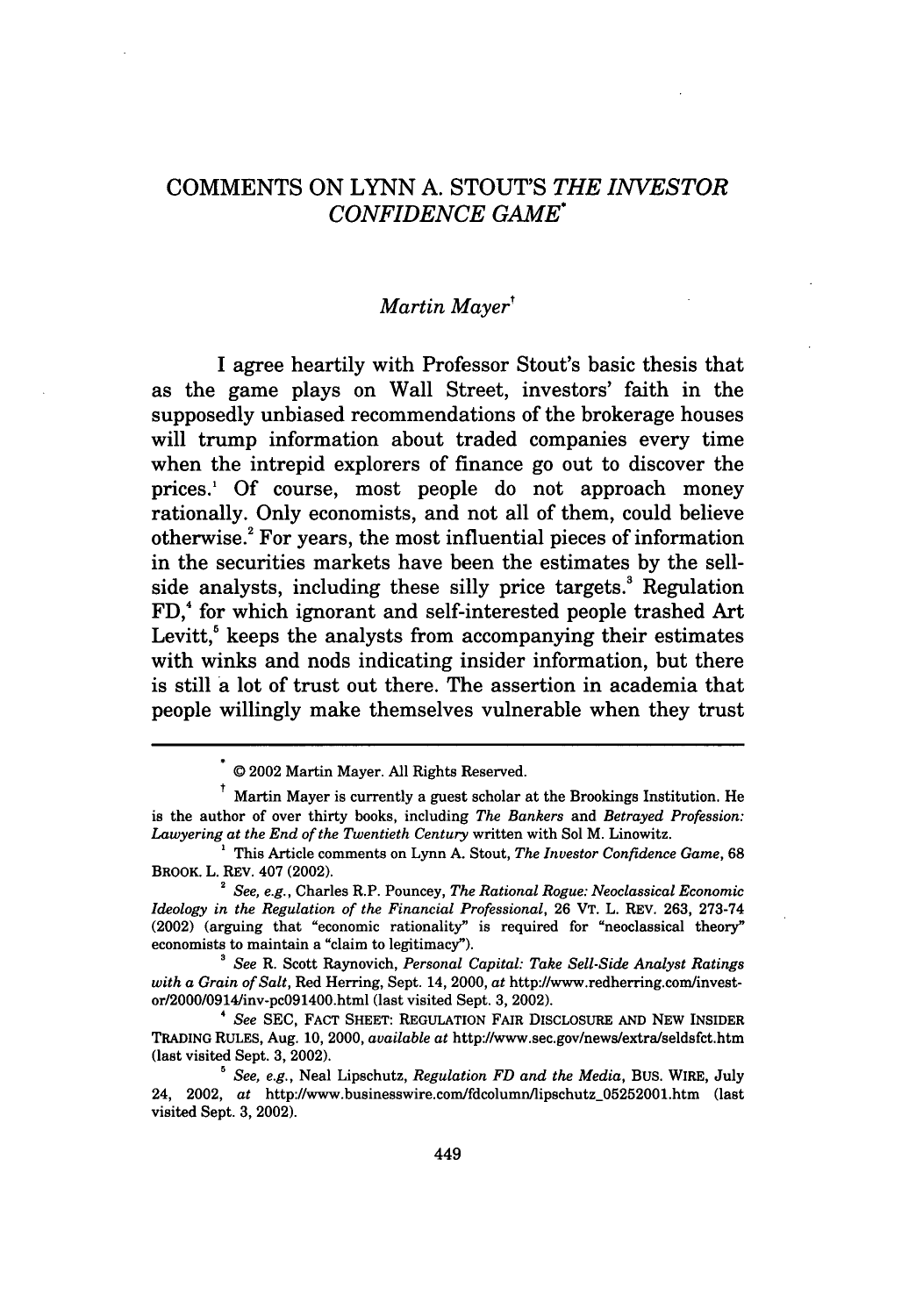# COMMENTS ON LYNN A. STOUT'S *THE INVESTOR CONFIDENCE GAME*[*]

*Martin Mayer*[†]

I agree heartily with Professor Stout's basic thesis that as the game plays on Wall Street, investors' faith in the supposedly unbiased recommendations of the brokerage houses will trump information about traded companies every time when the intrepid explorers of finance go out to discover the prices.[1] Of course, most people do not approach money rationally. Only economists, and not all of them, could believe otherwise.[2] For years, the most influential pieces of information in the securities markets have been the estimates by the sell-side analysts, including these silly price targets.[3] Regulation FD,[4] for which ignorant and self-interested people trashed Art Levitt,[5] keeps the analysts from accompanying their estimates with winks and nods indicating insider information, but there is still a lot of trust out there. The assertion in academia that people willingly make themselves vulnerable when they trust

---

[*] © 2002 Martin Mayer. All Rights Reserved.

[†] Martin Mayer is currently a guest scholar at the Brookings Institution. He is the author of over thirty books, including *The Bankers* and *Betrayed Profession: Lawyering at the End of the Twentieth Century* written with Sol M. Linowitz.

[1] This Article comments on Lynn A. Stout, *The Investor Confidence Game*, 68 BROOK. L. REV. 407 (2002).

[2] *See, e.g.*, Charles R.P. Pouncey, *The Rational Rogue: Neoclassical Economic Ideology in the Regulation of the Financial Professional*, 26 VT. L. REV. 263, 273-74 (2002) (arguing that "economic rationality" is required for "neoclassical theory" economists to maintain a "claim to legitimacy").

[3] *See* R. Scott Raynovich, *Personal Capital: Take Sell-Side Analyst Ratings with a Grain of Salt*, Red Herring, Sept. 14, 2000, *at* http://www.redherring.com/investor/2000/0914/inv-pc091400.html (last visited Sept. 3, 2002).

[4] *See* SEC, FACT SHEET: REGULATION FAIR DISCLOSURE AND NEW INSIDER TRADING RULES, Aug. 10, 2000, *available at* http://www.sec.gov/news/extra/seldsfct.htm (last visited Sept. 3, 2002).

[5] *See, e.g.*, Neal Lipschutz, *Regulation FD and the Media*, BUS. WIRE, July 24, 2002, *at* http://www.businesswire.com/fdcolumn/lipschutz_05252001.htm (last visited Sept. 3, 2002).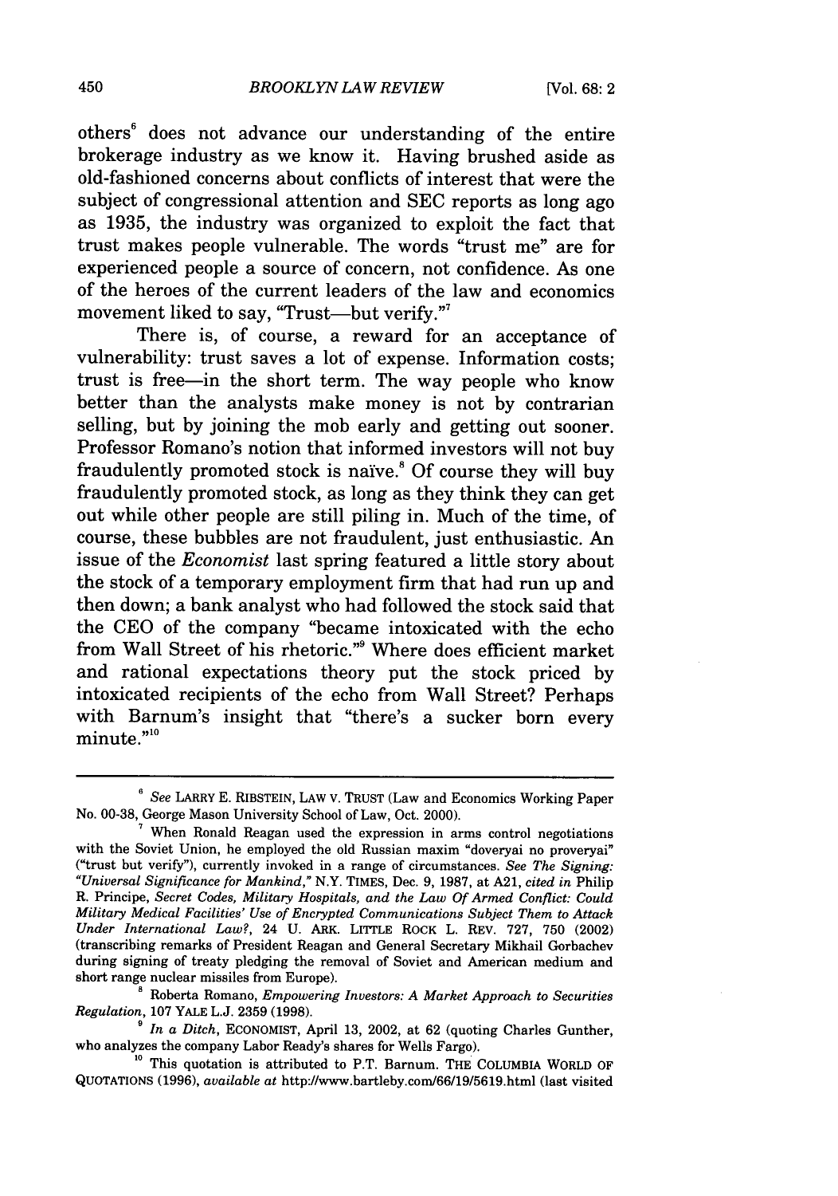others[6] does not advance our understanding of the entire brokerage industry as we know it. Having brushed aside as old-fashioned concerns about conflicts of interest that were the subject of congressional attention and SEC reports as long ago as 1935, the industry was organized to exploit the fact that trust makes people vulnerable. The words "trust me" are for experienced people a source of concern, not confidence. As one of the heroes of the current leaders of the law and economics movement liked to say, "Trust—but verify."[7]

There is, of course, a reward for an acceptance of vulnerability: trust saves a lot of expense. Information costs; trust is free—in the short term. The way people who know better than the analysts make money is not by contrarian selling, but by joining the mob early and getting out sooner. Professor Romano's notion that informed investors will not buy fraudulently promoted stock is naïve.[8] Of course they will buy fraudulently promoted stock, as long as they think they can get out while other people are still piling in. Much of the time, of course, these bubbles are not fraudulent, just enthusiastic. An issue of the *Economist* last spring featured a little story about the stock of a temporary employment firm that had run up and then down; a bank analyst who had followed the stock said that the CEO of the company "became intoxicated with the echo from Wall Street of his rhetoric."[9] Where does efficient market and rational expectations theory put the stock priced by intoxicated recipients of the echo from Wall Street? Perhaps with Barnum's insight that "there's a sucker born every minute."[10]

---

[6] *See* LARRY E. RIBSTEIN, LAW V. TRUST (Law and Economics Working Paper No. 00-38, George Mason University School of Law, Oct. 2000).

[7] When Ronald Reagan used the expression in arms control negotiations with the Soviet Union, he employed the old Russian maxim "doveryai no proveryai" ("trust but verify"), currently invoked in a range of circumstances. *See The Signing: "Universal Significance for Mankind,"* N.Y. TIMES, Dec. 9, 1987, at A21, *cited in* Philip R. Principe, *Secret Codes, Military Hospitals, and the Law Of Armed Conflict: Could Military Medical Facilities' Use of Encrypted Communications Subject Them to Attack Under International Law?*, 24 U. ARK. LITTLE ROCK L. REV. 727, 750 (2002) (transcribing remarks of President Reagan and General Secretary Mikhail Gorbachev during signing of treaty pledging the removal of Soviet and American medium and short range nuclear missiles from Europe).

[8] Roberta Romano, *Empowering Investors: A Market Approach to Securities Regulation*, 107 YALE L.J. 2359 (1998).

[9] *In a Ditch*, ECONOMIST, April 13, 2002, at 62 (quoting Charles Gunther, who analyzes the company Labor Ready's shares for Wells Fargo).

[10] This quotation is attributed to P.T. Barnum. THE COLUMBIA WORLD OF QUOTATIONS (1996), *available at* http://www.bartleby.com/66/19/5619.html (last visited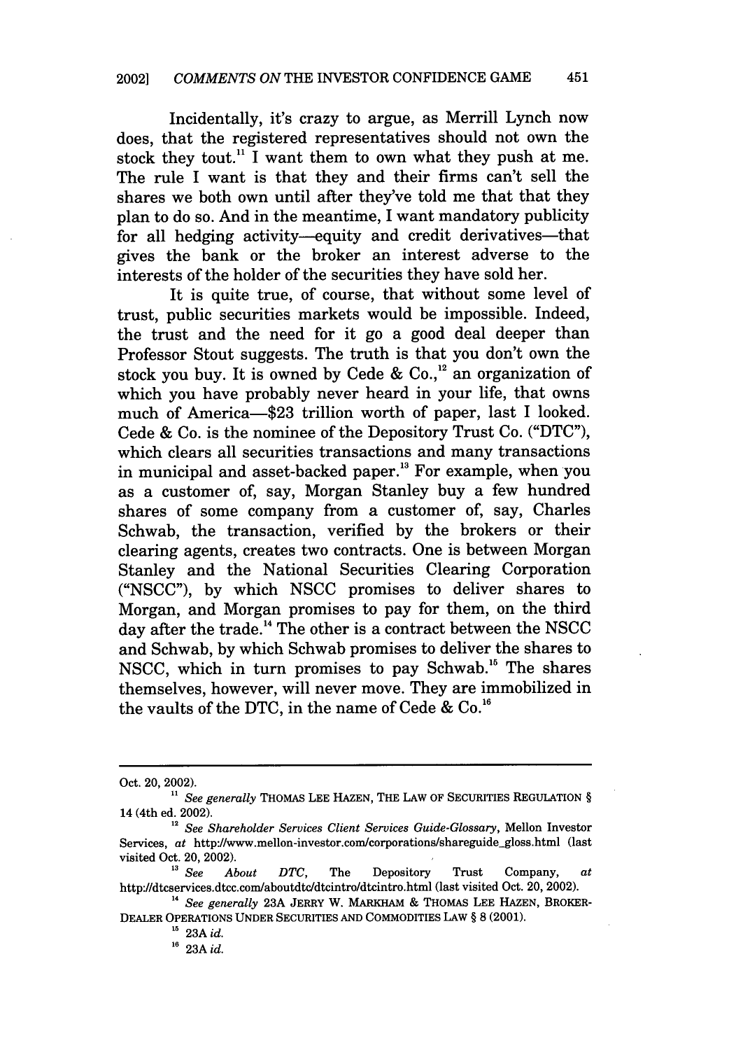Incidentally, it's crazy to argue, as Merrill Lynch now does, that the registered representatives should not own the stock they tout.[11] I want them to own what they push at me. The rule I want is that they and their firms can't sell the shares we both own until after they've told me that that they plan to do so. And in the meantime, I want mandatory publicity for all hedging activity—equity and credit derivatives—that gives the bank or the broker an interest adverse to the interests of the holder of the securities they have sold her.

It is quite true, of course, that without some level of trust, public securities markets would be impossible. Indeed, the trust and the need for it go a good deal deeper than Professor Stout suggests. The truth is that you don't own the stock you buy. It is owned by Cede & Co.,[12] an organization of which you have probably never heard in your life, that owns much of America—$23 trillion worth of paper, last I looked. Cede & Co. is the nominee of the Depository Trust Co. ("DTC"), which clears all securities transactions and many transactions in municipal and asset-backed paper.[13] For example, when you as a customer of, say, Morgan Stanley buy a few hundred shares of some company from a customer of, say, Charles Schwab, the transaction, verified by the brokers or their clearing agents, creates two contracts. One is between Morgan Stanley and the National Securities Clearing Corporation ("NSCC"), by which NSCC promises to deliver shares to Morgan, and Morgan promises to pay for them, on the third day after the trade.[14] The other is a contract between the NSCC and Schwab, by which Schwab promises to deliver the shares to NSCC, which in turn promises to pay Schwab.[15] The shares themselves, however, will never move. They are immobilized in the vaults of the DTC, in the name of Cede & Co.[16]

---

Oct. 20, 2002).

[11] *See generally* THOMAS LEE HAZEN, THE LAW OF SECURITIES REGULATION § 14 (4th ed. 2002).

[12] *See Shareholder Services Client Services Guide-Glossary*, Mellon Investor Services, *at* http://www.mellon-investor.com/corporations/shareguide_gloss.html (last visited Oct. 20, 2002).

[13] *See About DTC*, The Depository Trust Company, *at* http://dtcservices.dtcc.com/aboutdtc/dtcintro/dtcintro.html (last visited Oct. 20, 2002).

[14] *See generally* 23A JERRY W. MARKHAM & THOMAS LEE HAZEN, BROKER-DEALER OPERATIONS UNDER SECURITIES AND COMMODITIES LAW § 8 (2001).

[15] 23A *id.*

[16] 23A *id.*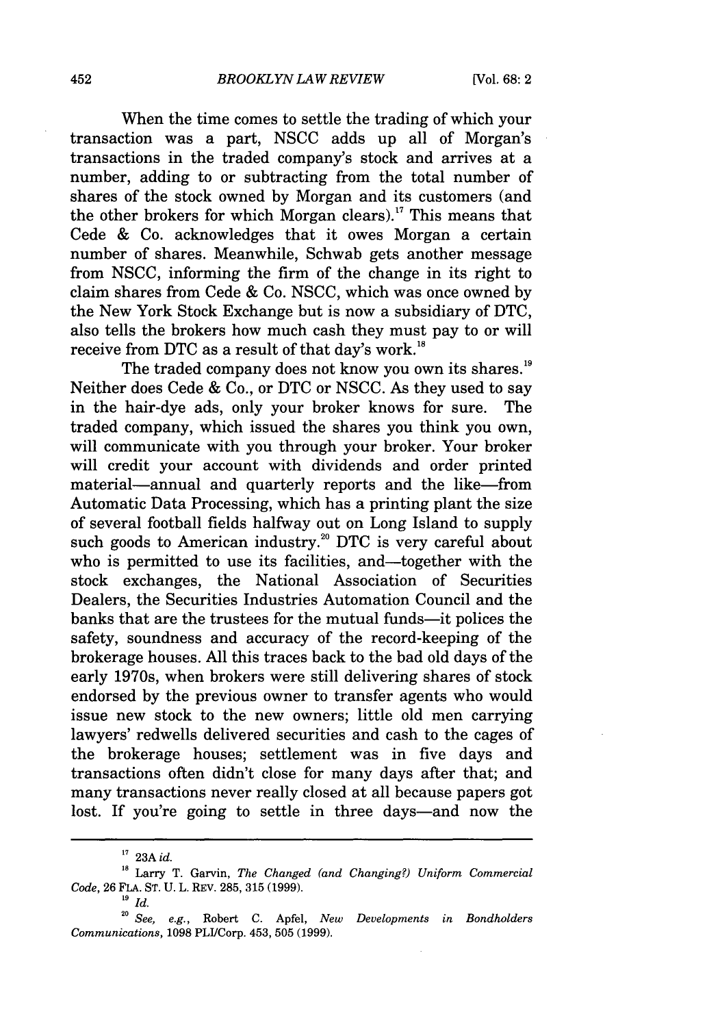When the time comes to settle the trading of which your transaction was a part, NSCC adds up all of Morgan's transactions in the traded company's stock and arrives at a number, adding to or subtracting from the total number of shares of the stock owned by Morgan and its customers (and the other brokers for which Morgan clears).[17] This means that Cede & Co. acknowledges that it owes Morgan a certain number of shares. Meanwhile, Schwab gets another message from NSCC, informing the firm of the change in its right to claim shares from Cede & Co. NSCC, which was once owned by the New York Stock Exchange but is now a subsidiary of DTC, also tells the brokers how much cash they must pay to or will receive from DTC as a result of that day's work.[18]

The traded company does not know you own its shares.[19] Neither does Cede & Co., or DTC or NSCC. As they used to say in the hair-dye ads, only your broker knows for sure. The traded company, which issued the shares you think you own, will communicate with you through your broker. Your broker will credit your account with dividends and order printed material—annual and quarterly reports and the like—from Automatic Data Processing, which has a printing plant the size of several football fields halfway out on Long Island to supply such goods to American industry.[20] DTC is very careful about who is permitted to use its facilities, and—together with the stock exchanges, the National Association of Securities Dealers, the Securities Industries Automation Council and the banks that are the trustees for the mutual funds—it polices the safety, soundness and accuracy of the record-keeping of the brokerage houses. All this traces back to the bad old days of the early 1970s, when brokers were still delivering shares of stock endorsed by the previous owner to transfer agents who would issue new stock to the new owners; little old men carrying lawyers' redwells delivered securities and cash to the cages of the brokerage houses; settlement was in five days and transactions often didn't close for many days after that; and many transactions never really closed at all because papers got lost. If you're going to settle in three days—and now the

---

[17] 23A *id.*

[18] Larry T. Garvin, *The Changed (and Changing?) Uniform Commercial Code*, 26 FLA. ST. U. L. REV. 285, 315 (1999).

[19] *Id.*

[20] *See, e.g.*, Robert C. Apfel, *New Developments in Bondholders Communications*, 1098 PLI/Corp. 453, 505 (1999).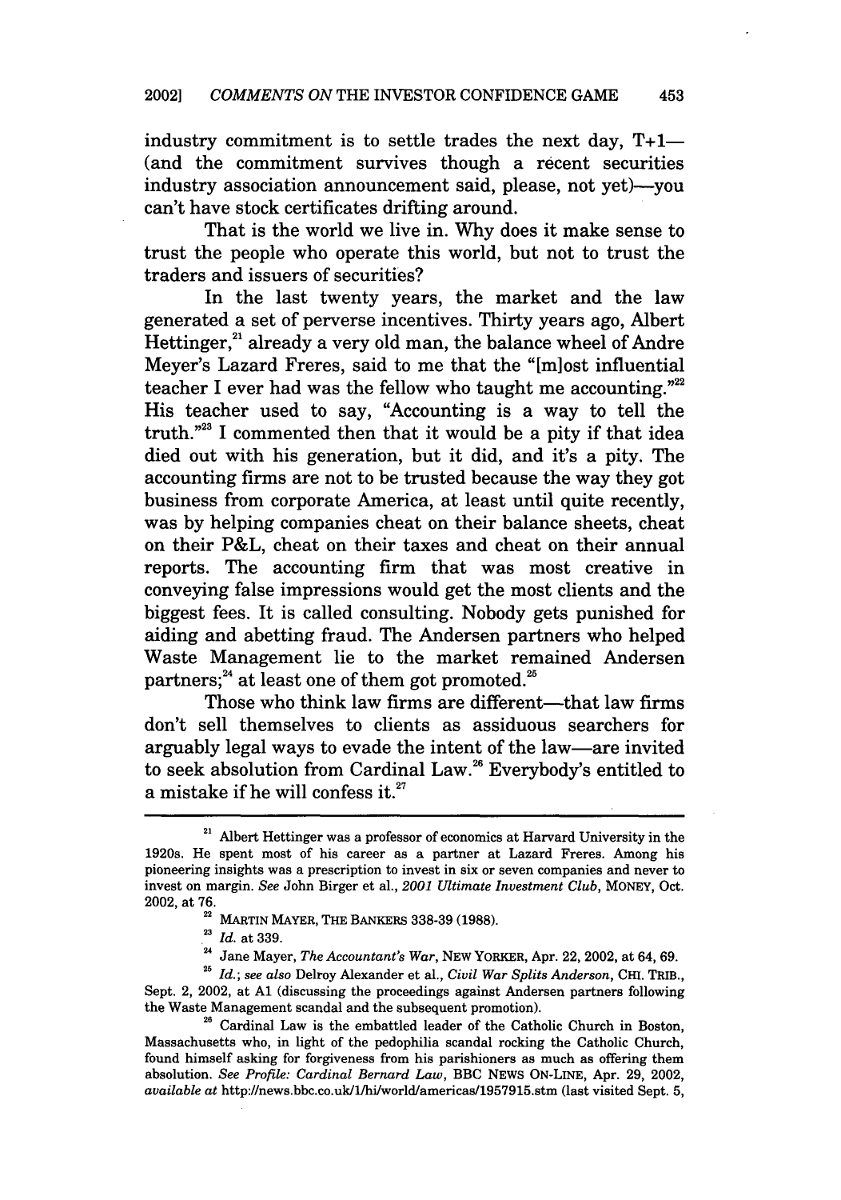industry commitment is to settle trades the next day, T+1—(and the commitment survives though a recent securities industry association announcement said, please, not yet)—you can't have stock certificates drifting around.

That is the world we live in. Why does it make sense to trust the people who operate this world, but not to trust the traders and issuers of securities?

In the last twenty years, the market and the law generated a set of perverse incentives. Thirty years ago, Albert Hettinger,[21] already a very old man, the balance wheel of Andre Meyer's Lazard Freres, said to me that the "[m]ost influential teacher I ever had was the fellow who taught me accounting."[22] His teacher used to say, "Accounting is a way to tell the truth."[23] I commented then that it would be a pity if that idea died out with his generation, but it did, and it's a pity. The accounting firms are not to be trusted because the way they got business from corporate America, at least until quite recently, was by helping companies cheat on their balance sheets, cheat on their P&L, cheat on their taxes and cheat on their annual reports. The accounting firm that was most creative in conveying false impressions would get the most clients and the biggest fees. It is called consulting. Nobody gets punished for aiding and abetting fraud. The Andersen partners who helped Waste Management lie to the market remained Andersen partners;[24] at least one of them got promoted.[25]

Those who think law firms are different—that law firms don't sell themselves to clients as assiduous searchers for arguably legal ways to evade the intent of the law—are invited to seek absolution from Cardinal Law.[26] Everybody's entitled to a mistake if he will confess it.[27]

---

[21] Albert Hettinger was a professor of economics at Harvard University in the 1920s. He spent most of his career as a partner at Lazard Freres. Among his pioneering insights was a prescription to invest in six or seven companies and never to invest on margin. *See* John Birger et al., *2001 Ultimate Investment Club*, MONEY, Oct. 2002, at 76.

[22] MARTIN MAYER, THE BANKERS 338-39 (1988).

[23] *Id.* at 339.

[24] Jane Mayer, *The Accountant's War*, NEW YORKER, Apr. 22, 2002, at 64, 69.

[25] *Id.*; *see also* Delroy Alexander et al., *Civil War Splits Anderson*, CHI. TRIB., Sept. 2, 2002, at A1 (discussing the proceedings against Andersen partners following the Waste Management scandal and the subsequent promotion).

[26] Cardinal Law is the embattled leader of the Catholic Church in Boston, Massachusetts who, in light of the pedophilia scandal rocking the Catholic Church, found himself asking for forgiveness from his parishioners as much as offering them absolution. *See Profile: Cardinal Bernard Law*, BBC NEWS ON-LINE, Apr. 29, 2002, *available at* http://news.bbc.co.uk/1/hi/world/americas/1957915.stm (last visited Sept. 5,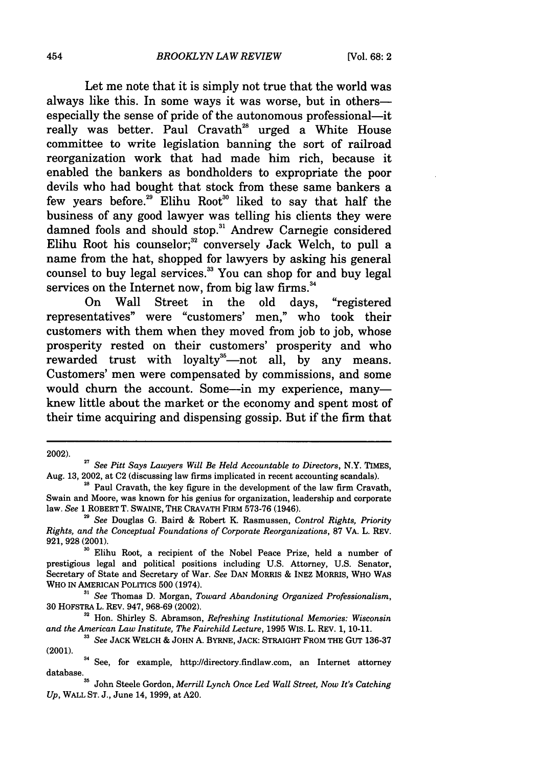Let me note that it is simply not true that the world was always like this. In some ways it was worse, but in others—especially the sense of pride of the autonomous professional—it really was better. Paul Cravath[28] urged a White House committee to write legislation banning the sort of railroad reorganization work that had made him rich, because it enabled the bankers as bondholders to expropriate the poor devils who had bought that stock from these same bankers a few years before.[29] Elihu Root[30] liked to say that half the business of any good lawyer was telling his clients they were damned fools and should stop.[31] Andrew Carnegie considered Elihu Root his counselor;[32] conversely Jack Welch, to pull a name from the hat, shopped for lawyers by asking his general counsel to buy legal services.[33] You can shop for and buy legal services on the Internet now, from big law firms.[34]

On Wall Street in the old days, "registered representatives" were "customers' men," who took their customers with them when they moved from job to job, whose prosperity rested on their customers' prosperity and who rewarded trust with loyalty[35]—not all, by any means. Customers' men were compensated by commissions, and some would churn the account. Some—in my experience, many—knew little about the market or the economy and spent most of their time acquiring and dispensing gossip. But if the firm that

---

2002).

[27] *See Pitt Says Lawyers Will Be Held Accountable to Directors*, N.Y. TIMES, Aug. 13, 2002, at C2 (discussing law firms implicated in recent accounting scandals).

[28] Paul Cravath, the key figure in the development of the law firm Cravath, Swain and Moore, was known for his genius for organization, leadership and corporate law. *See* 1 ROBERT T. SWAINE, THE CRAVATH FIRM 573-76 (1946).

[29] *See* Douglas G. Baird & Robert K. Rasmussen, *Control Rights, Priority Rights, and the Conceptual Foundations of Corporate Reorganizations*, 87 VA. L. REV. 921, 928 (2001).

[30] Elihu Root, a recipient of the Nobel Peace Prize, held a number of prestigious legal and political positions including U.S. Attorney, U.S. Senator, Secretary of State and Secretary of War. *See* DAN MORRIS & INEZ MORRIS, WHO WAS WHO IN AMERICAN POLITICS 500 (1974).

[31] *See* Thomas D. Morgan, *Toward Abandoning Organized Professionalism*, 30 HOFSTRA L. REV. 947, 968-69 (2002).

[32] Hon. Shirley S. Abramson, *Refreshing Institutional Memories: Wisconsin and the American Law Institute, The Fairchild Lecture*, 1995 WIS. L. REV. 1, 10-11.

[33] *See* JACK WELCH & JOHN A. BYRNE, JACK: STRAIGHT FROM THE GUT 136-37 (2001).

[34] See, for example, http://directory.findlaw.com, an Internet attorney database.

[35] John Steele Gordon, *Merrill Lynch Once Led Wall Street, Now It's Catching Up*, WALL ST. J., June 14, 1999, at A20.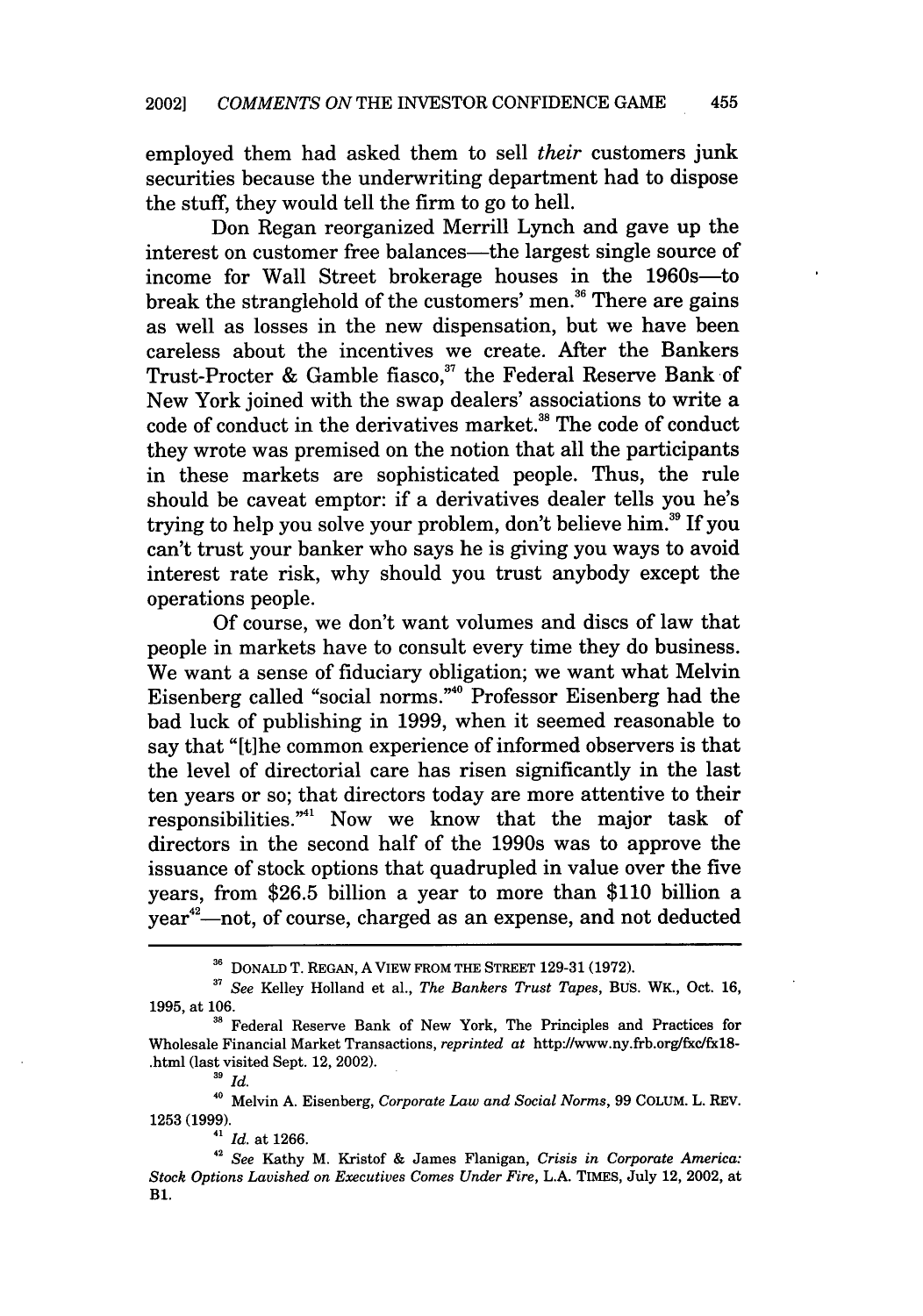employed them had asked them to sell *their* customers junk securities because the underwriting department had to dispose the stuff, they would tell the firm to go to hell.

Don Regan reorganized Merrill Lynch and gave up the interest on customer free balances—the largest single source of income for Wall Street brokerage houses in the 1960s—to break the stranglehold of the customers' men.[36] There are gains as well as losses in the new dispensation, but we have been careless about the incentives we create. After the Bankers Trust-Procter & Gamble fiasco,[37] the Federal Reserve Bank of New York joined with the swap dealers' associations to write a code of conduct in the derivatives market.[38] The code of conduct they wrote was premised on the notion that all the participants in these markets are sophisticated people. Thus, the rule should be caveat emptor: if a derivatives dealer tells you he's trying to help you solve your problem, don't believe him.[39] If you can't trust your banker who says he is giving you ways to avoid interest rate risk, why should you trust anybody except the operations people.

Of course, we don't want volumes and discs of law that people in markets have to consult every time they do business. We want a sense of fiduciary obligation; we want what Melvin Eisenberg called "social norms."[40] Professor Eisenberg had the bad luck of publishing in 1999, when it seemed reasonable to say that "[t]he common experience of informed observers is that the level of directorial care has risen significantly in the last ten years or so; that directors today are more attentive to their responsibilities."[41] Now we know that the major task of directors in the second half of the 1990s was to approve the issuance of stock options that quadrupled in value over the five years, from $26.5 billion a year to more than $110 billion a year[42]—not, of course, charged as an expense, and not deducted

---

[36] DONALD T. REGAN, A VIEW FROM THE STREET 129-31 (1972).

[37] *See* Kelley Holland et al., *The Bankers Trust Tapes*, BUS. WK., Oct. 16, 1995, at 106.

[38] Federal Reserve Bank of New York, The Principles and Practices for Wholesale Financial Market Transactions, *reprinted at* http://www.ny.frb.org/fxc/fx18-.html (last visited Sept. 12, 2002).

[39] *Id.*

[40] Melvin A. Eisenberg, *Corporate Law and Social Norms*, 99 COLUM. L. REV. 1253 (1999).

[41] *Id.* at 1266.

[42] *See* Kathy M. Kristof & James Flanigan, *Crisis in Corporate America: Stock Options Lavished on Executives Comes Under Fire*, L.A. TIMES, July 12, 2002, at B1.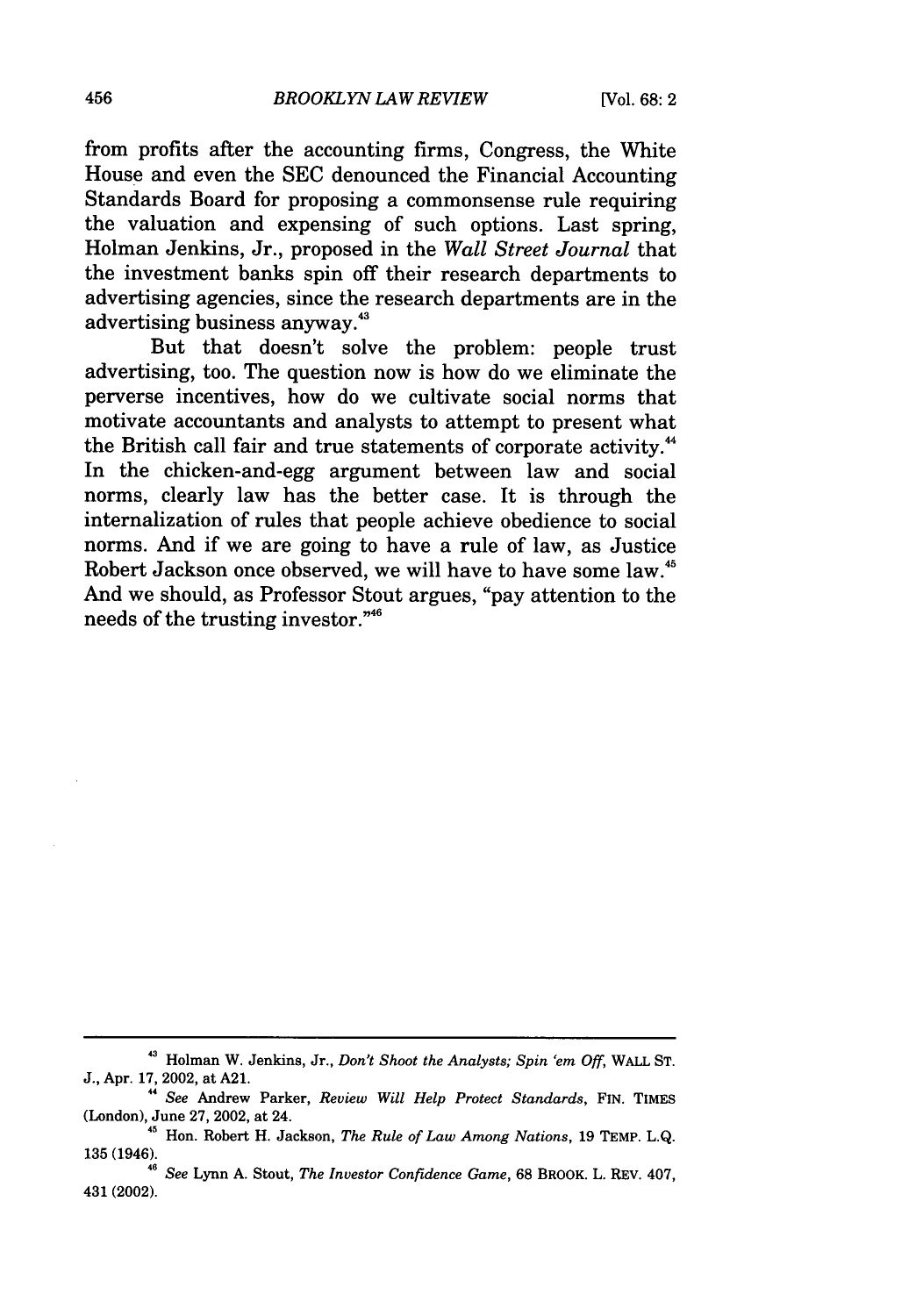from profits after the accounting firms, Congress, the White House and even the SEC denounced the Financial Accounting Standards Board for proposing a commonsense rule requiring the valuation and expensing of such options. Last spring, Holman Jenkins, Jr., proposed in the *Wall Street Journal* that the investment banks spin off their research departments to advertising agencies, since the research departments are in the advertising business anyway.[43]

But that doesn't solve the problem: people trust advertising, too. The question now is how do we eliminate the perverse incentives, how do we cultivate social norms that motivate accountants and analysts to attempt to present what the British call fair and true statements of corporate activity.[44] In the chicken-and-egg argument between law and social norms, clearly law has the better case. It is through the internalization of rules that people achieve obedience to social norms. And if we are going to have a rule of law, as Justice Robert Jackson once observed, we will have to have some law.[45] And we should, as Professor Stout argues, "pay attention to the needs of the trusting investor."[46]

---

[43] Holman W. Jenkins, Jr., *Don't Shoot the Analysts; Spin 'em Off*, WALL ST. J., Apr. 17, 2002, at A21.

[44] *See* Andrew Parker, *Review Will Help Protect Standards*, FIN. TIMES (London), June 27, 2002, at 24.

[45] Hon. Robert H. Jackson, *The Rule of Law Among Nations*, 19 TEMP. L.Q. 135 (1946).

[46] *See* Lynn A. Stout, *The Investor Confidence Game*, 68 BROOK. L. REV. 407, 431 (2002).